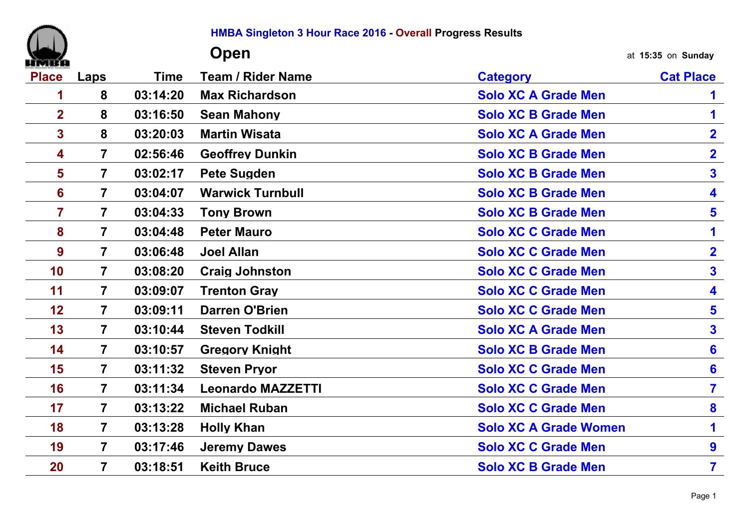# HMBA Singleton 3 Hour Race 2016 - Overall Progress Results

## Open

at **15:35** on **Sunday**

| Place | Laps | Time | Team / Rider Name | Category | Cat Place |
|---|---|---|---|---|---|
| 1 | 8 | 03:14:20 | Max Richardson | Solo XC A Grade Men | 1 |
| 2 | 8 | 03:16:50 | Sean Mahony | Solo XC B Grade Men | 1 |
| 3 | 8 | 03:20:03 | Martin Wisata | Solo XC A Grade Men | 2 |
| 4 | 7 | 02:56:46 | Geoffrey Dunkin | Solo XC B Grade Men | 2 |
| 5 | 7 | 03:02:17 | Pete Sugden | Solo XC B Grade Men | 3 |
| 6 | 7 | 03:04:07 | Warwick Turnbull | Solo XC B Grade Men | 4 |
| 7 | 7 | 03:04:33 | Tony Brown | Solo XC B Grade Men | 5 |
| 8 | 7 | 03:04:48 | Peter Mauro | Solo XC C Grade Men | 1 |
| 9 | 7 | 03:06:48 | Joel Allan | Solo XC C Grade Men | 2 |
| 10 | 7 | 03:08:20 | Craig Johnston | Solo XC C Grade Men | 3 |
| 11 | 7 | 03:09:07 | Trenton Gray | Solo XC C Grade Men | 4 |
| 12 | 7 | 03:09:11 | Darren O'Brien | Solo XC C Grade Men | 5 |
| 13 | 7 | 03:10:44 | Steven Todkill | Solo XC A Grade Men | 3 |
| 14 | 7 | 03:10:57 | Gregory Knight | Solo XC B Grade Men | 6 |
| 15 | 7 | 03:11:32 | Steven Pryor | Solo XC C Grade Men | 6 |
| 16 | 7 | 03:11:34 | Leonardo MAZZETTI | Solo XC C Grade Men | 7 |
| 17 | 7 | 03:13:22 | Michael Ruban | Solo XC C Grade Men | 8 |
| 18 | 7 | 03:13:28 | Holly Khan | Solo XC A Grade Women | 1 |
| 19 | 7 | 03:17:46 | Jeremy Dawes | Solo XC C Grade Men | 9 |
| 20 | 7 | 03:18:51 | Keith Bruce | Solo XC B Grade Men | 7 |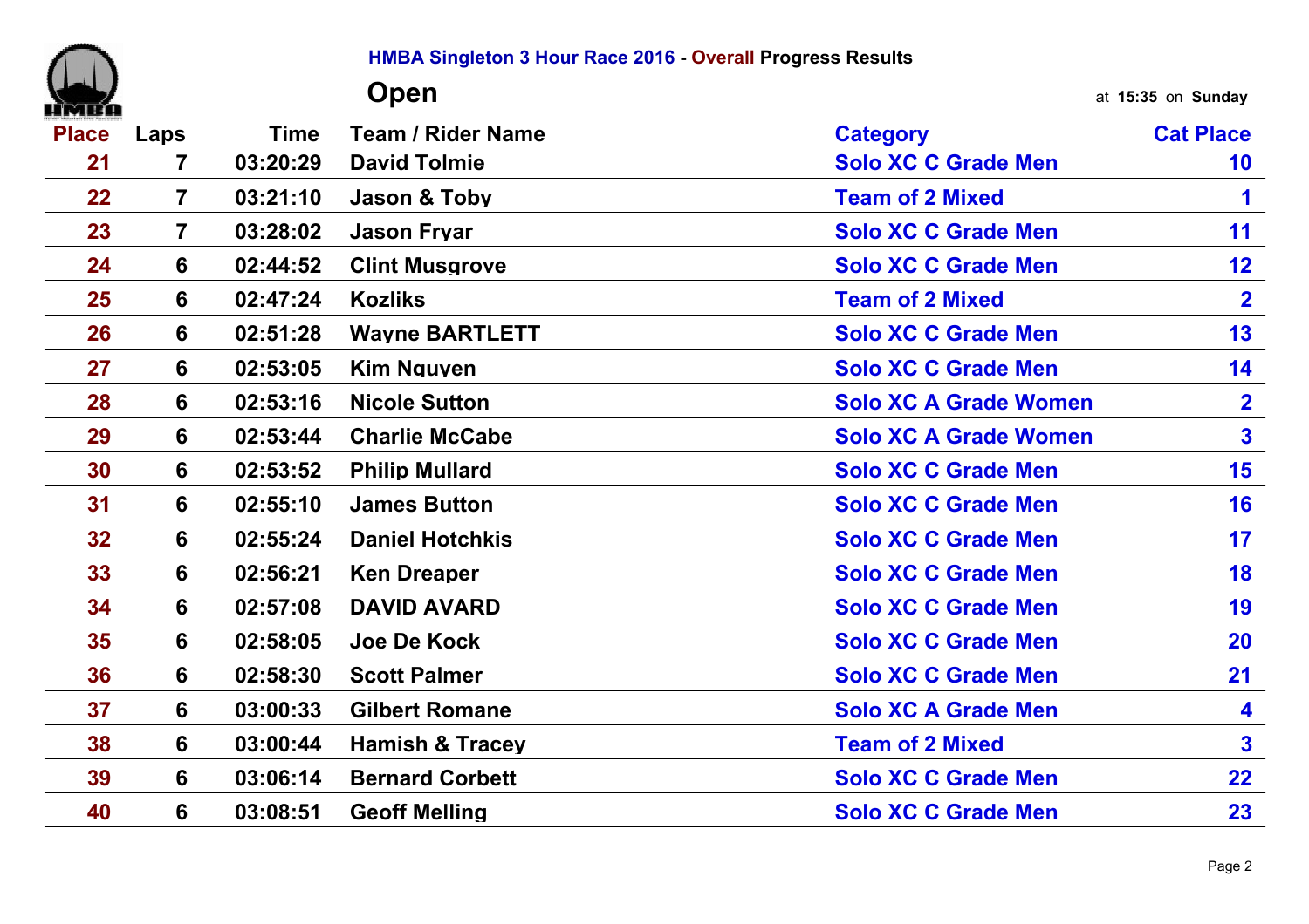**HMBA Singleton 3 Hour Race 2016 - Overall Progress Results**

## Open

at **15:35** on **Sunday**

| Place | Laps | Time | Team / Rider Name | Category | Cat Place |
|---|---|---|---|---|---|
| 21 | 7 | 03:20:29 | David Tolmie | Solo XC C Grade Men | 10 |
| 22 | 7 | 03:21:10 | Jason & Toby | Team of 2 Mixed | 1 |
| 23 | 7 | 03:28:02 | Jason Fryar | Solo XC C Grade Men | 11 |
| 24 | 6 | 02:44:52 | Clint Musgrove | Solo XC C Grade Men | 12 |
| 25 | 6 | 02:47:24 | Kozliks | Team of 2 Mixed | 2 |
| 26 | 6 | 02:51:28 | Wayne BARTLETT | Solo XC C Grade Men | 13 |
| 27 | 6 | 02:53:05 | Kim Nguyen | Solo XC C Grade Men | 14 |
| 28 | 6 | 02:53:16 | Nicole Sutton | Solo XC A Grade Women | 2 |
| 29 | 6 | 02:53:44 | Charlie McCabe | Solo XC A Grade Women | 3 |
| 30 | 6 | 02:53:52 | Philip Mullard | Solo XC C Grade Men | 15 |
| 31 | 6 | 02:55:10 | James Button | Solo XC C Grade Men | 16 |
| 32 | 6 | 02:55:24 | Daniel Hotchkis | Solo XC C Grade Men | 17 |
| 33 | 6 | 02:56:21 | Ken Dreaper | Solo XC C Grade Men | 18 |
| 34 | 6 | 02:57:08 | DAVID AVARD | Solo XC C Grade Men | 19 |
| 35 | 6 | 02:58:05 | Joe De Kock | Solo XC C Grade Men | 20 |
| 36 | 6 | 02:58:30 | Scott Palmer | Solo XC C Grade Men | 21 |
| 37 | 6 | 03:00:33 | Gilbert Romane | Solo XC A Grade Men | 4 |
| 38 | 6 | 03:00:44 | Hamish & Tracey | Team of 2 Mixed | 3 |
| 39 | 6 | 03:06:14 | Bernard Corbett | Solo XC C Grade Men | 22 |
| 40 | 6 | 03:08:51 | Geoff Melling | Solo XC C Grade Men | 23 |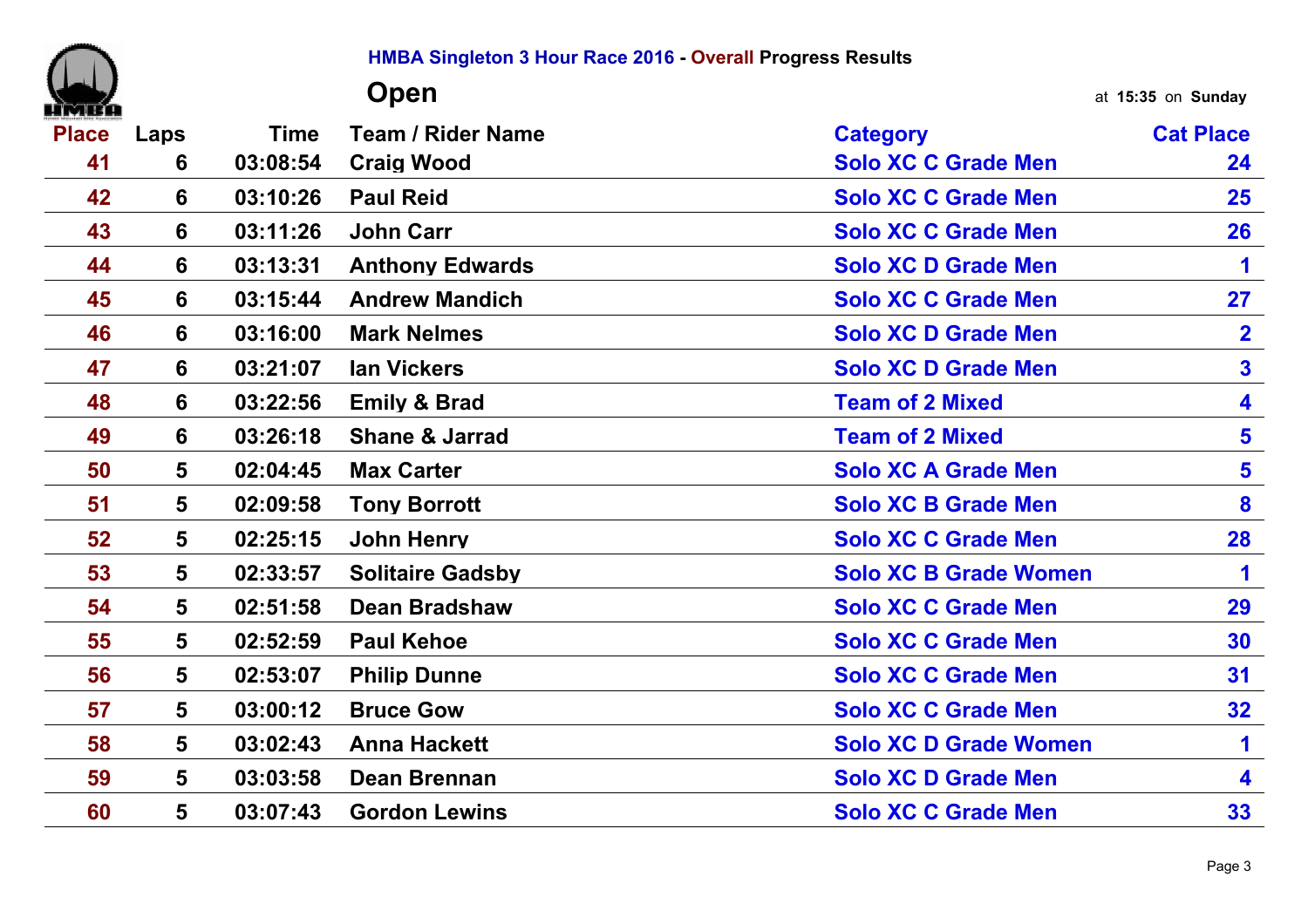**HMBA Singleton 3 Hour Race 2016 - Overall Progress Results**

## Open

at **15:35** on **Sunday**

| Place | Laps | Time | Team / Rider Name | Category | Cat Place |
|---|---|---|---|---|---|
| 41 | 6 | 03:08:54 | Craig Wood | Solo XC C Grade Men | 24 |
| 42 | 6 | 03:10:26 | Paul Reid | Solo XC C Grade Men | 25 |
| 43 | 6 | 03:11:26 | John Carr | Solo XC C Grade Men | 26 |
| 44 | 6 | 03:13:31 | Anthony Edwards | Solo XC D Grade Men | 1 |
| 45 | 6 | 03:15:44 | Andrew Mandich | Solo XC C Grade Men | 27 |
| 46 | 6 | 03:16:00 | Mark Nelmes | Solo XC D Grade Men | 2 |
| 47 | 6 | 03:21:07 | Ian Vickers | Solo XC D Grade Men | 3 |
| 48 | 6 | 03:22:56 | Emily & Brad | Team of 2 Mixed | 4 |
| 49 | 6 | 03:26:18 | Shane & Jarrad | Team of 2 Mixed | 5 |
| 50 | 5 | 02:04:45 | Max Carter | Solo XC A Grade Men | 5 |
| 51 | 5 | 02:09:58 | Tony Borrott | Solo XC B Grade Men | 8 |
| 52 | 5 | 02:25:15 | John Henry | Solo XC C Grade Men | 28 |
| 53 | 5 | 02:33:57 | Solitaire Gadsby | Solo XC B Grade Women | 1 |
| 54 | 5 | 02:51:58 | Dean Bradshaw | Solo XC C Grade Men | 29 |
| 55 | 5 | 02:52:59 | Paul Kehoe | Solo XC C Grade Men | 30 |
| 56 | 5 | 02:53:07 | Philip Dunne | Solo XC C Grade Men | 31 |
| 57 | 5 | 03:00:12 | Bruce Gow | Solo XC C Grade Men | 32 |
| 58 | 5 | 03:02:43 | Anna Hackett | Solo XC D Grade Women | 1 |
| 59 | 5 | 03:03:58 | Dean Brennan | Solo XC D Grade Men | 4 |
| 60 | 5 | 03:07:43 | Gordon Lewins | Solo XC C Grade Men | 33 |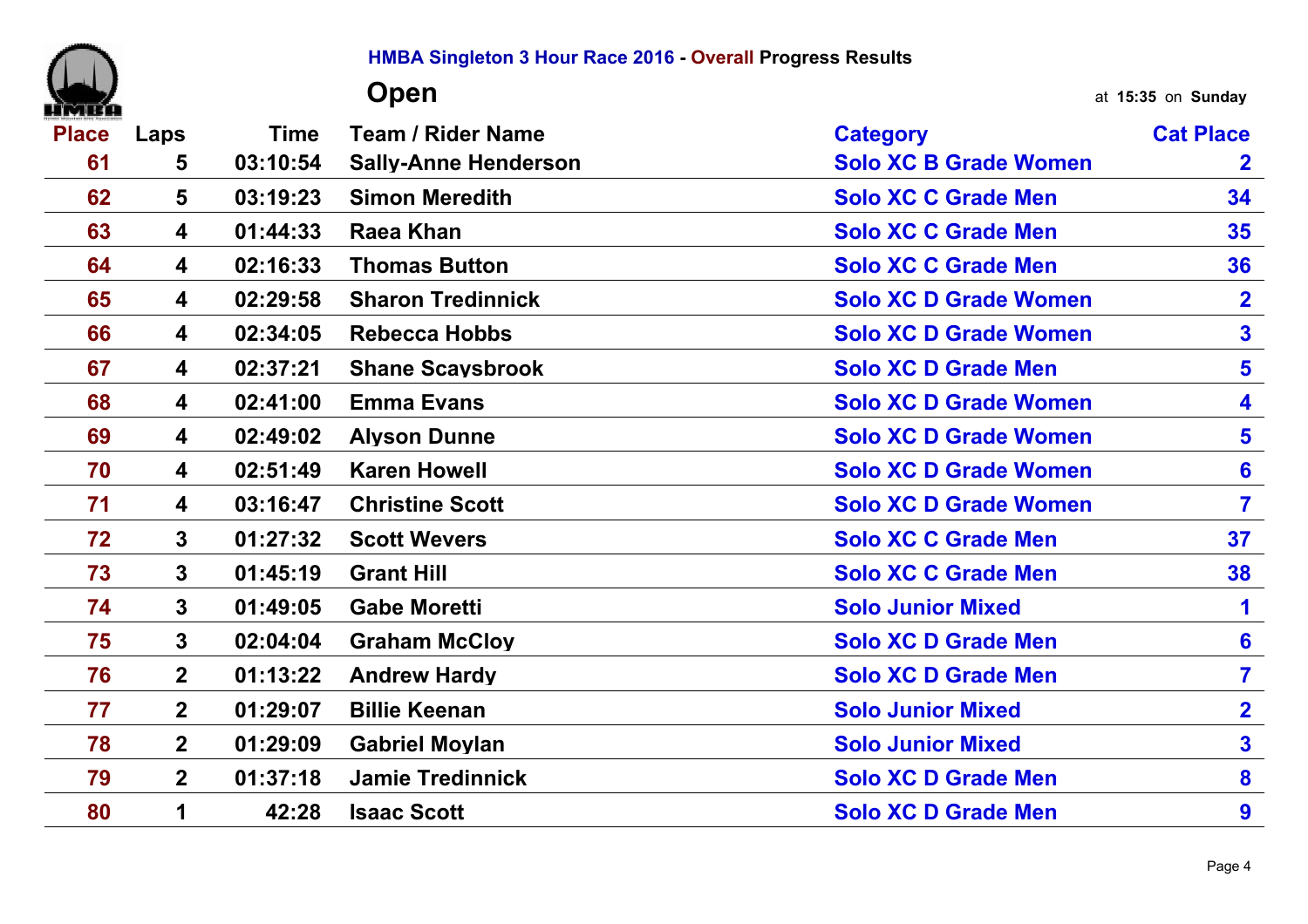HMBA Singleton 3 Hour Race 2016 - Overall Progress Results

## Open

at **15:35** on **Sunday**

| Place | Laps | Time | Team / Rider Name | Category | Cat Place |
|---|---|---|---|---|---|
| 61 | 5 | 03:10:54 | Sally-Anne Henderson | Solo XC B Grade Women | 2 |
| 62 | 5 | 03:19:23 | Simon Meredith | Solo XC C Grade Men | 34 |
| 63 | 4 | 01:44:33 | Raea Khan | Solo XC C Grade Men | 35 |
| 64 | 4 | 02:16:33 | Thomas Button | Solo XC C Grade Men | 36 |
| 65 | 4 | 02:29:58 | Sharon Tredinnick | Solo XC D Grade Women | 2 |
| 66 | 4 | 02:34:05 | Rebecca Hobbs | Solo XC D Grade Women | 3 |
| 67 | 4 | 02:37:21 | Shane Scaysbrook | Solo XC D Grade Men | 5 |
| 68 | 4 | 02:41:00 | Emma Evans | Solo XC D Grade Women | 4 |
| 69 | 4 | 02:49:02 | Alyson Dunne | Solo XC D Grade Women | 5 |
| 70 | 4 | 02:51:49 | Karen Howell | Solo XC D Grade Women | 6 |
| 71 | 4 | 03:16:47 | Christine Scott | Solo XC D Grade Women | 7 |
| 72 | 3 | 01:27:32 | Scott Wevers | Solo XC C Grade Men | 37 |
| 73 | 3 | 01:45:19 | Grant Hill | Solo XC C Grade Men | 38 |
| 74 | 3 | 01:49:05 | Gabe Moretti | Solo Junior Mixed | 1 |
| 75 | 3 | 02:04:04 | Graham McCloy | Solo XC D Grade Men | 6 |
| 76 | 2 | 01:13:22 | Andrew Hardy | Solo XC D Grade Men | 7 |
| 77 | 2 | 01:29:07 | Billie Keenan | Solo Junior Mixed | 2 |
| 78 | 2 | 01:29:09 | Gabriel Moylan | Solo Junior Mixed | 3 |
| 79 | 2 | 01:37:18 | Jamie Tredinnick | Solo XC D Grade Men | 8 |
| 80 | 1 | 42:28 | Isaac Scott | Solo XC D Grade Men | 9 |